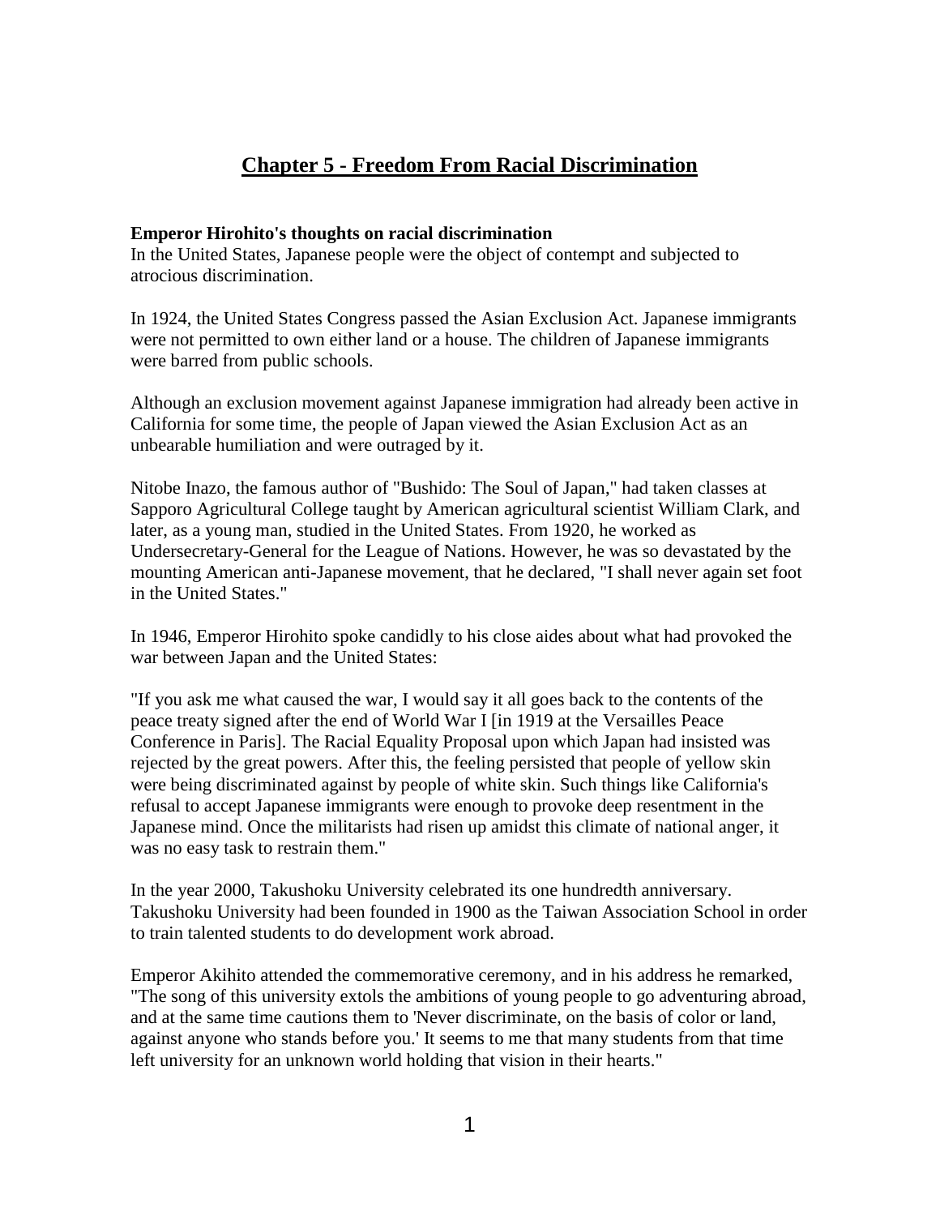# Chapter 5 - Freedom From Racial Discrimination

**Emperor Hirohito's thoughts on racial discrimination**

In the United States, Japanese people were the object of contempt and subjected to atrocious discrimination.

In 1924, the United States Congress passed the Asian Exclusion Act. Japanese immigrants were not permitted to own either land or a house. The children of Japanese immigrants were barred from public schools.

Although an exclusion movement against Japanese immigration had already been active in California for some time, the people of Japan viewed the Asian Exclusion Act as an unbearable humiliation and were outraged by it.

Nitobe Inazo, the famous author of "Bushido: The Soul of Japan," had taken classes at Sapporo Agricultural College taught by American agricultural scientist William Clark, and later, as a young man, studied in the United States. From 1920, he worked as Undersecretary-General for the League of Nations. However, he was so devastated by the mounting American anti-Japanese movement, that he declared, "I shall never again set foot in the United States."

In 1946, Emperor Hirohito spoke candidly to his close aides about what had provoked the war between Japan and the United States:

"If you ask me what caused the war, I would say it all goes back to the contents of the peace treaty signed after the end of World War I [in 1919 at the Versailles Peace Conference in Paris]. The Racial Equality Proposal upon which Japan had insisted was rejected by the great powers. After this, the feeling persisted that people of yellow skin were being discriminated against by people of white skin. Such things like California's refusal to accept Japanese immigrants were enough to provoke deep resentment in the Japanese mind. Once the militarists had risen up amidst this climate of national anger, it was no easy task to restrain them."

In the year 2000, Takushoku University celebrated its one hundredth anniversary. Takushoku University had been founded in 1900 as the Taiwan Association School in order to train talented students to do development work abroad.

Emperor Akihito attended the commemorative ceremony, and in his address he remarked, "The song of this university extols the ambitions of young people to go adventuring abroad, and at the same time cautions them to 'Never discriminate, on the basis of color or land, against anyone who stands before you.' It seems to me that many students from that time left university for an unknown world holding that vision in their hearts."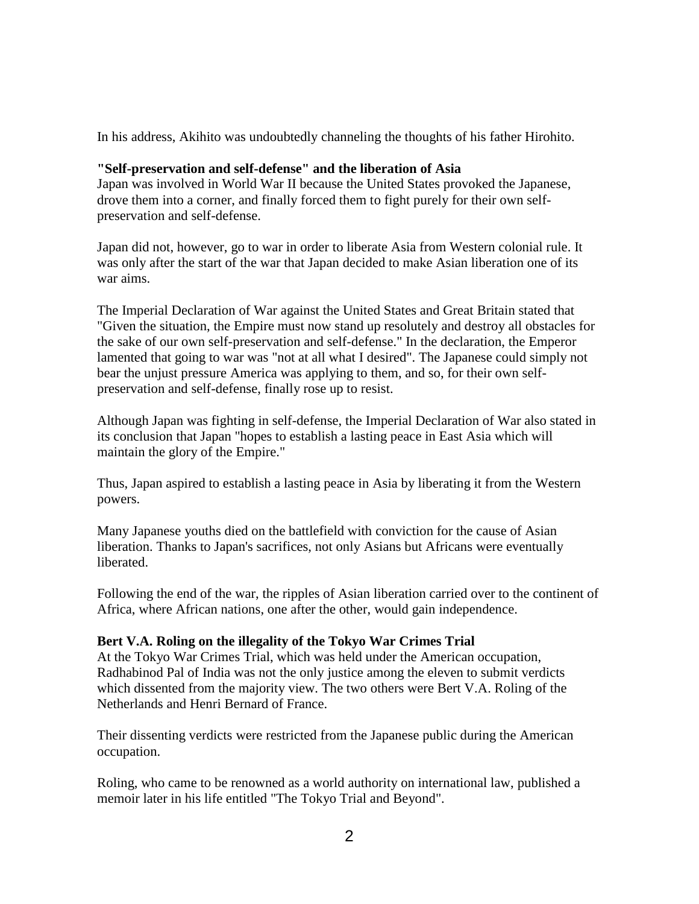In his address, Akihito was undoubtedly channeling the thoughts of his father Hirohito.

**"Self-preservation and self-defense" and the liberation of Asia**

Japan was involved in World War II because the United States provoked the Japanese, drove them into a corner, and finally forced them to fight purely for their own self-preservation and self-defense.

Japan did not, however, go to war in order to liberate Asia from Western colonial rule. It was only after the start of the war that Japan decided to make Asian liberation one of its war aims.

The Imperial Declaration of War against the United States and Great Britain stated that "Given the situation, the Empire must now stand up resolutely and destroy all obstacles for the sake of our own self-preservation and self-defense." In the declaration, the Emperor lamented that going to war was "not at all what I desired". The Japanese could simply not bear the unjust pressure America was applying to them, and so, for their own self-preservation and self-defense, finally rose up to resist.

Although Japan was fighting in self-defense, the Imperial Declaration of War also stated in its conclusion that Japan "hopes to establish a lasting peace in East Asia which will maintain the glory of the Empire."

Thus, Japan aspired to establish a lasting peace in Asia by liberating it from the Western powers.

Many Japanese youths died on the battlefield with conviction for the cause of Asian liberation. Thanks to Japan's sacrifices, not only Asians but Africans were eventually liberated.

Following the end of the war, the ripples of Asian liberation carried over to the continent of Africa, where African nations, one after the other, would gain independence.

**Bert V.A. Roling on the illegality of the Tokyo War Crimes Trial**

At the Tokyo War Crimes Trial, which was held under the American occupation, Radhabinod Pal of India was not the only justice among the eleven to submit verdicts which dissented from the majority view. The two others were Bert V.A. Roling of the Netherlands and Henri Bernard of France.

Their dissenting verdicts were restricted from the Japanese public during the American occupation.

Roling, who came to be renowned as a world authority on international law, published a memoir later in his life entitled "The Tokyo Trial and Beyond".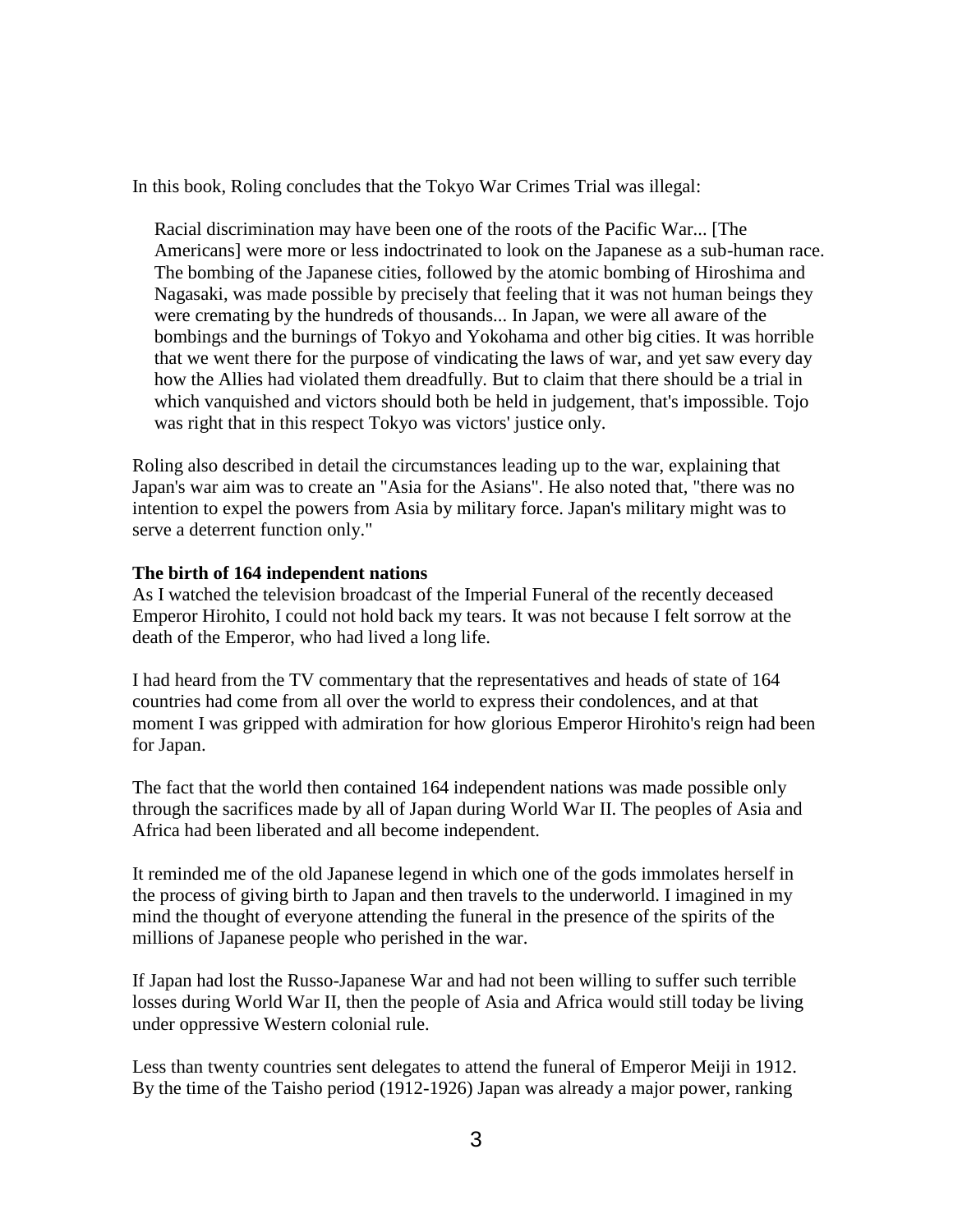In this book, Roling concludes that the Tokyo War Crimes Trial was illegal:

> Racial discrimination may have been one of the roots of the Pacific War... [The Americans] were more or less indoctrinated to look on the Japanese as a sub-human race. The bombing of the Japanese cities, followed by the atomic bombing of Hiroshima and Nagasaki, was made possible by precisely that feeling that it was not human beings they were cremating by the hundreds of thousands... In Japan, we were all aware of the bombings and the burnings of Tokyo and Yokohama and other big cities. It was horrible that we went there for the purpose of vindicating the laws of war, and yet saw every day how the Allies had violated them dreadfully. But to claim that there should be a trial in which vanquished and victors should both be held in judgement, that's impossible. Tojo was right that in this respect Tokyo was victors' justice only.

Roling also described in detail the circumstances leading up to the war, explaining that Japan's war aim was to create an "Asia for the Asians". He also noted that, "there was no intention to expel the powers from Asia by military force. Japan's military might was to serve a deterrent function only."

**The birth of 164 independent nations**

As I watched the television broadcast of the Imperial Funeral of the recently deceased Emperor Hirohito, I could not hold back my tears. It was not because I felt sorrow at the death of the Emperor, who had lived a long life.

I had heard from the TV commentary that the representatives and heads of state of 164 countries had come from all over the world to express their condolences, and at that moment I was gripped with admiration for how glorious Emperor Hirohito's reign had been for Japan.

The fact that the world then contained 164 independent nations was made possible only through the sacrifices made by all of Japan during World War II. The peoples of Asia and Africa had been liberated and all become independent.

It reminded me of the old Japanese legend in which one of the gods immolates herself in the process of giving birth to Japan and then travels to the underworld. I imagined in my mind the thought of everyone attending the funeral in the presence of the spirits of the millions of Japanese people who perished in the war.

If Japan had lost the Russo-Japanese War and had not been willing to suffer such terrible losses during World War II, then the people of Asia and Africa would still today be living under oppressive Western colonial rule.

Less than twenty countries sent delegates to attend the funeral of Emperor Meiji in 1912. By the time of the Taisho period (1912-1926) Japan was already a major power, ranking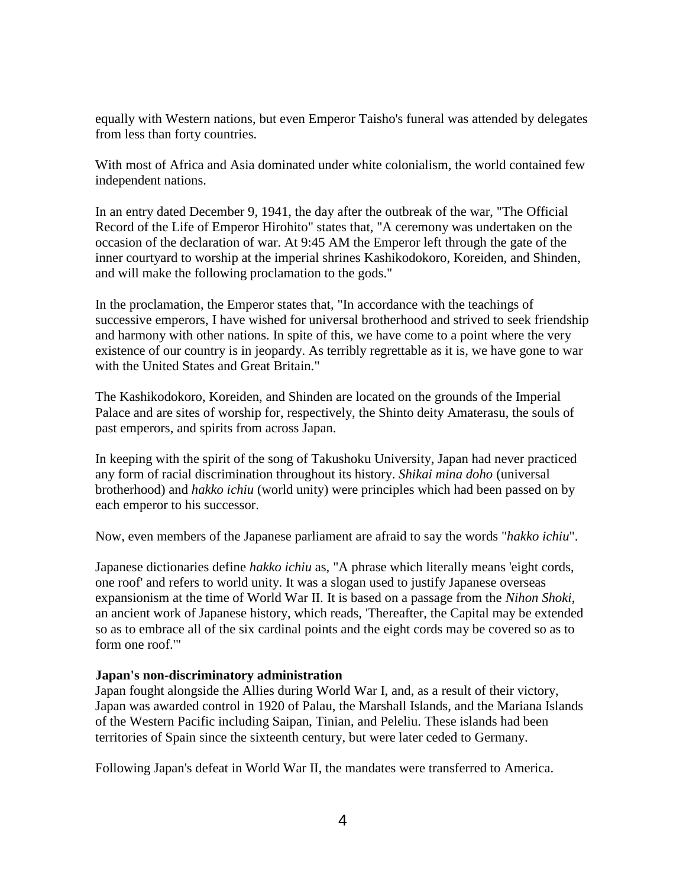equally with Western nations, but even Emperor Taisho's funeral was attended by delegates from less than forty countries.

With most of Africa and Asia dominated under white colonialism, the world contained few independent nations.

In an entry dated December 9, 1941, the day after the outbreak of the war, "The Official Record of the Life of Emperor Hirohito" states that, "A ceremony was undertaken on the occasion of the declaration of war. At 9:45 AM the Emperor left through the gate of the inner courtyard to worship at the imperial shrines Kashikodokoro, Koreiden, and Shinden, and will make the following proclamation to the gods."

In the proclamation, the Emperor states that, "In accordance with the teachings of successive emperors, I have wished for universal brotherhood and strived to seek friendship and harmony with other nations. In spite of this, we have come to a point where the very existence of our country is in jeopardy. As terribly regrettable as it is, we have gone to war with the United States and Great Britain."

The Kashikodokoro, Koreiden, and Shinden are located on the grounds of the Imperial Palace and are sites of worship for, respectively, the Shinto deity Amaterasu, the souls of past emperors, and spirits from across Japan.

In keeping with the spirit of the song of Takushoku University, Japan had never practiced any form of racial discrimination throughout its history. *Shikai mina doho* (universal brotherhood) and *hakko ichiu* (world unity) were principles which had been passed on by each emperor to his successor.

Now, even members of the Japanese parliament are afraid to say the words "*hakko ichiu*".

Japanese dictionaries define *hakko ichiu* as, "A phrase which literally means 'eight cords, one roof' and refers to world unity. It was a slogan used to justify Japanese overseas expansionism at the time of World War II. It is based on a passage from the *Nihon Shoki*, an ancient work of Japanese history, which reads, 'Thereafter, the Capital may be extended so as to embrace all of the six cardinal points and the eight cords may be covered so as to form one roof.'"

**Japan's non-discriminatory administration**

Japan fought alongside the Allies during World War I, and, as a result of their victory, Japan was awarded control in 1920 of Palau, the Marshall Islands, and the Mariana Islands of the Western Pacific including Saipan, Tinian, and Peleliu. These islands had been territories of Spain since the sixteenth century, but were later ceded to Germany.

Following Japan's defeat in World War II, the mandates were transferred to America.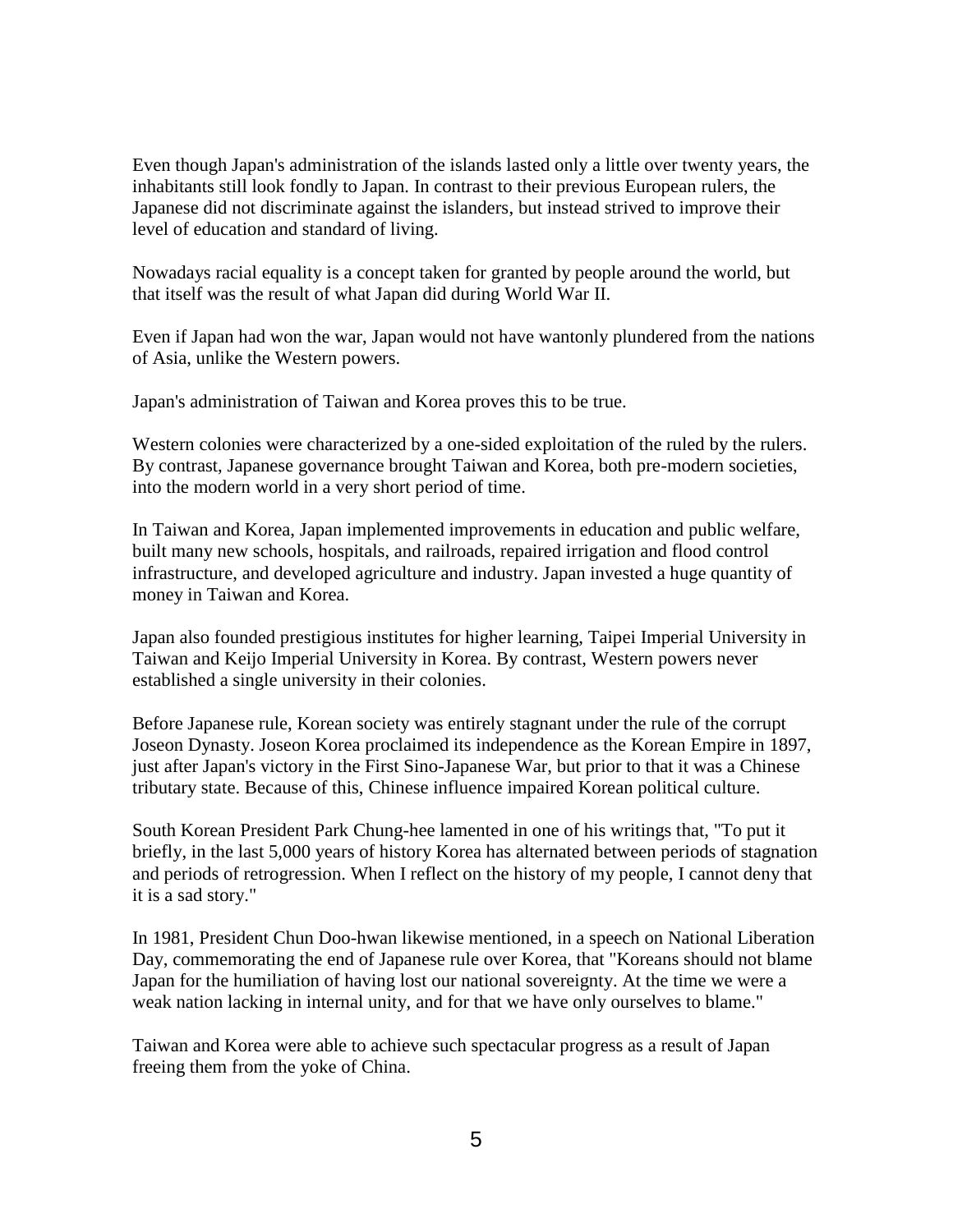Even though Japan's administration of the islands lasted only a little over twenty years, the inhabitants still look fondly to Japan. In contrast to their previous European rulers, the Japanese did not discriminate against the islanders, but instead strived to improve their level of education and standard of living.

Nowadays racial equality is a concept taken for granted by people around the world, but that itself was the result of what Japan did during World War II.

Even if Japan had won the war, Japan would not have wantonly plundered from the nations of Asia, unlike the Western powers.

Japan's administration of Taiwan and Korea proves this to be true.

Western colonies were characterized by a one-sided exploitation of the ruled by the rulers. By contrast, Japanese governance brought Taiwan and Korea, both pre-modern societies, into the modern world in a very short period of time.

In Taiwan and Korea, Japan implemented improvements in education and public welfare, built many new schools, hospitals, and railroads, repaired irrigation and flood control infrastructure, and developed agriculture and industry. Japan invested a huge quantity of money in Taiwan and Korea.

Japan also founded prestigious institutes for higher learning, Taipei Imperial University in Taiwan and Keijo Imperial University in Korea. By contrast, Western powers never established a single university in their colonies.

Before Japanese rule, Korean society was entirely stagnant under the rule of the corrupt Joseon Dynasty. Joseon Korea proclaimed its independence as the Korean Empire in 1897, just after Japan's victory in the First Sino-Japanese War, but prior to that it was a Chinese tributary state. Because of this, Chinese influence impaired Korean political culture.

South Korean President Park Chung-hee lamented in one of his writings that, "To put it briefly, in the last 5,000 years of history Korea has alternated between periods of stagnation and periods of retrogression. When I reflect on the history of my people, I cannot deny that it is a sad story."

In 1981, President Chun Doo-hwan likewise mentioned, in a speech on National Liberation Day, commemorating the end of Japanese rule over Korea, that "Koreans should not blame Japan for the humiliation of having lost our national sovereignty. At the time we were a weak nation lacking in internal unity, and for that we have only ourselves to blame."

Taiwan and Korea were able to achieve such spectacular progress as a result of Japan freeing them from the yoke of China.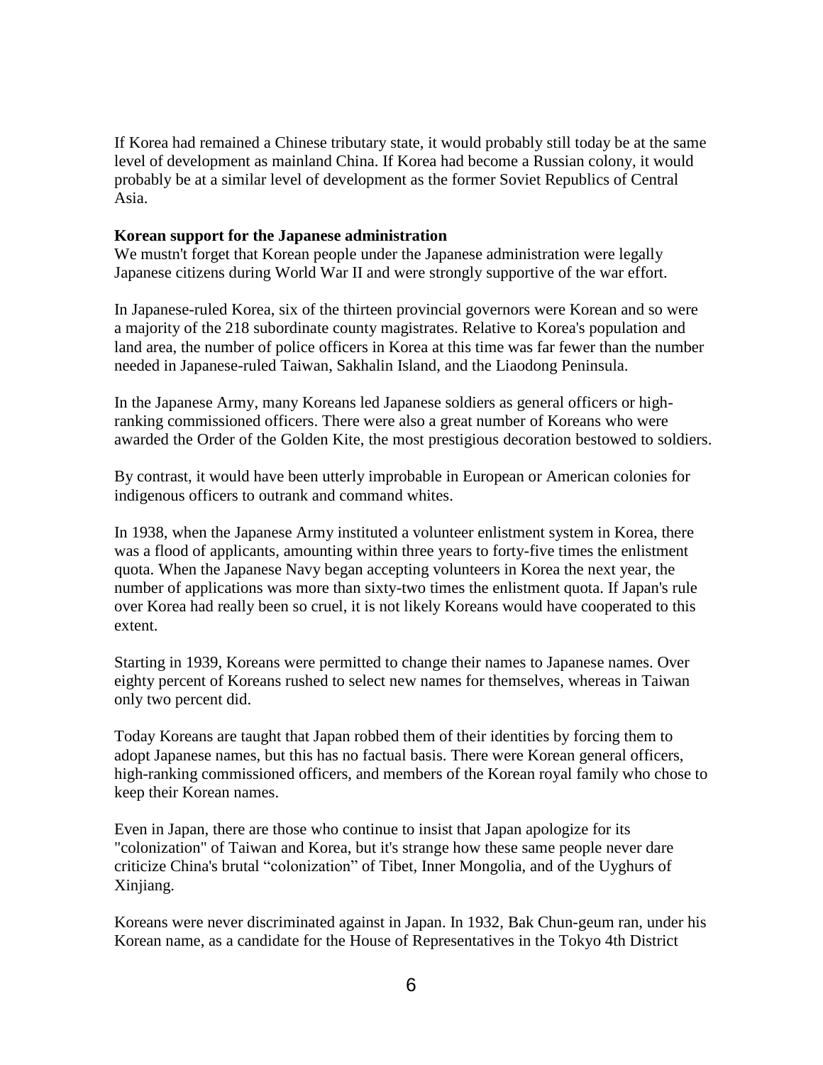If Korea had remained a Chinese tributary state, it would probably still today be at the same level of development as mainland China. If Korea had become a Russian colony, it would probably be at a similar level of development as the former Soviet Republics of Central Asia.

**Korean support for the Japanese administration**

We mustn't forget that Korean people under the Japanese administration were legally Japanese citizens during World War II and were strongly supportive of the war effort.

In Japanese-ruled Korea, six of the thirteen provincial governors were Korean and so were a majority of the 218 subordinate county magistrates. Relative to Korea's population and land area, the number of police officers in Korea at this time was far fewer than the number needed in Japanese-ruled Taiwan, Sakhalin Island, and the Liaodong Peninsula.

In the Japanese Army, many Koreans led Japanese soldiers as general officers or high-ranking commissioned officers. There were also a great number of Koreans who were awarded the Order of the Golden Kite, the most prestigious decoration bestowed to soldiers.

By contrast, it would have been utterly improbable in European or American colonies for indigenous officers to outrank and command whites.

In 1938, when the Japanese Army instituted a volunteer enlistment system in Korea, there was a flood of applicants, amounting within three years to forty-five times the enlistment quota. When the Japanese Navy began accepting volunteers in Korea the next year, the number of applications was more than sixty-two times the enlistment quota. If Japan's rule over Korea had really been so cruel, it is not likely Koreans would have cooperated to this extent.

Starting in 1939, Koreans were permitted to change their names to Japanese names. Over eighty percent of Koreans rushed to select new names for themselves, whereas in Taiwan only two percent did.

Today Koreans are taught that Japan robbed them of their identities by forcing them to adopt Japanese names, but this has no factual basis. There were Korean general officers, high-ranking commissioned officers, and members of the Korean royal family who chose to keep their Korean names.

Even in Japan, there are those who continue to insist that Japan apologize for its "colonization" of Taiwan and Korea, but it's strange how these same people never dare criticize China's brutal "colonization" of Tibet, Inner Mongolia, and of the Uyghurs of Xinjiang.

Koreans were never discriminated against in Japan. In 1932, Bak Chun-geum ran, under his Korean name, as a candidate for the House of Representatives in the Tokyo 4th District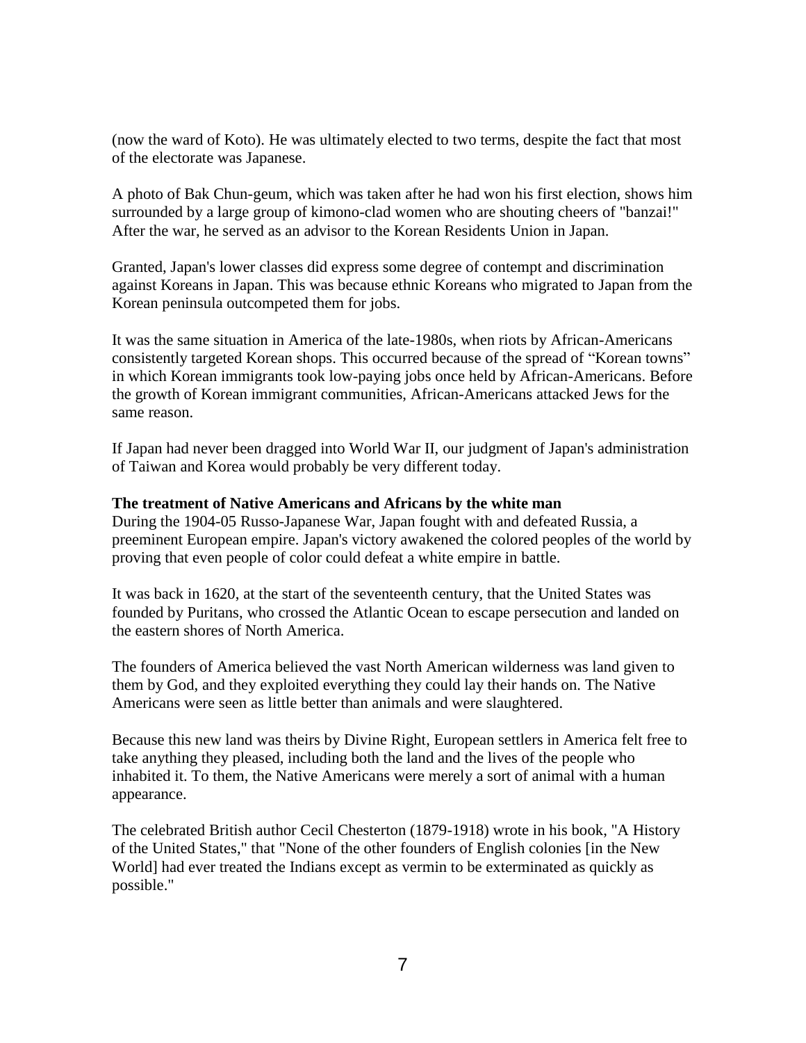(now the ward of Koto). He was ultimately elected to two terms, despite the fact that most of the electorate was Japanese.

A photo of Bak Chun-geum, which was taken after he had won his first election, shows him surrounded by a large group of kimono-clad women who are shouting cheers of "banzai!" After the war, he served as an advisor to the Korean Residents Union in Japan.

Granted, Japan's lower classes did express some degree of contempt and discrimination against Koreans in Japan. This was because ethnic Koreans who migrated to Japan from the Korean peninsula outcompeted them for jobs.

It was the same situation in America of the late-1980s, when riots by African-Americans consistently targeted Korean shops. This occurred because of the spread of "Korean towns" in which Korean immigrants took low-paying jobs once held by African-Americans. Before the growth of Korean immigrant communities, African-Americans attacked Jews for the same reason.

If Japan had never been dragged into World War II, our judgment of Japan's administration of Taiwan and Korea would probably be very different today.

**The treatment of Native Americans and Africans by the white man**

During the 1904-05 Russo-Japanese War, Japan fought with and defeated Russia, a preeminent European empire. Japan's victory awakened the colored peoples of the world by proving that even people of color could defeat a white empire in battle.

It was back in 1620, at the start of the seventeenth century, that the United States was founded by Puritans, who crossed the Atlantic Ocean to escape persecution and landed on the eastern shores of North America.

The founders of America believed the vast North American wilderness was land given to them by God, and they exploited everything they could lay their hands on. The Native Americans were seen as little better than animals and were slaughtered.

Because this new land was theirs by Divine Right, European settlers in America felt free to take anything they pleased, including both the land and the lives of the people who inhabited it. To them, the Native Americans were merely a sort of animal with a human appearance.

The celebrated British author Cecil Chesterton (1879-1918) wrote in his book, "A History of the United States," that "None of the other founders of English colonies [in the New World] had ever treated the Indians except as vermin to be exterminated as quickly as possible."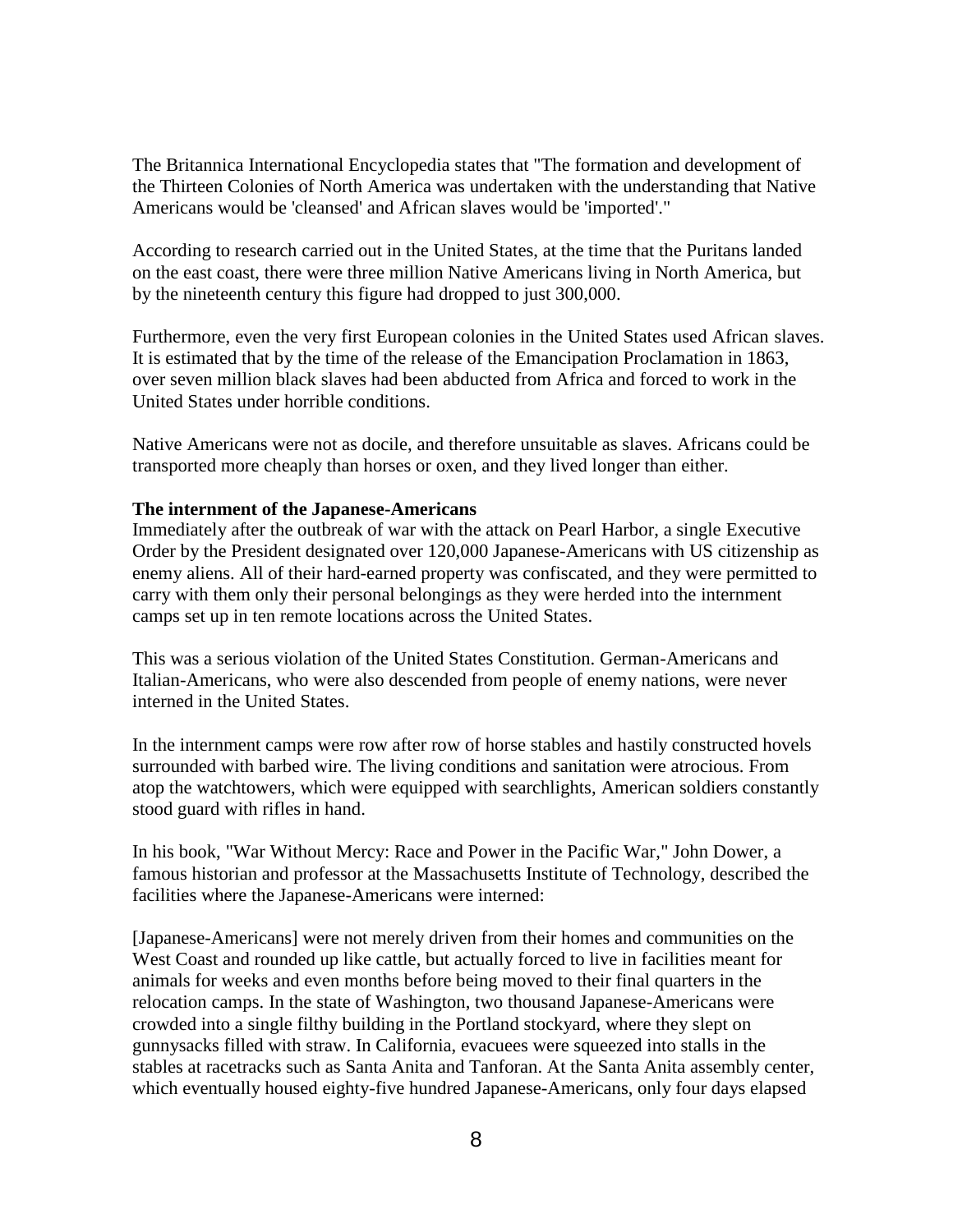The Britannica International Encyclopedia states that "The formation and development of the Thirteen Colonies of North America was undertaken with the understanding that Native Americans would be 'cleansed' and African slaves would be 'imported'."

According to research carried out in the United States, at the time that the Puritans landed on the east coast, there were three million Native Americans living in North America, but by the nineteenth century this figure had dropped to just 300,000.

Furthermore, even the very first European colonies in the United States used African slaves. It is estimated that by the time of the release of the Emancipation Proclamation in 1863, over seven million black slaves had been abducted from Africa and forced to work in the United States under horrible conditions.

Native Americans were not as docile, and therefore unsuitable as slaves. Africans could be transported more cheaply than horses or oxen, and they lived longer than either.

**The internment of the Japanese-Americans**

Immediately after the outbreak of war with the attack on Pearl Harbor, a single Executive Order by the President designated over 120,000 Japanese-Americans with US citizenship as enemy aliens. All of their hard-earned property was confiscated, and they were permitted to carry with them only their personal belongings as they were herded into the internment camps set up in ten remote locations across the United States.

This was a serious violation of the United States Constitution. German-Americans and Italian-Americans, who were also descended from people of enemy nations, were never interned in the United States.

In the internment camps were row after row of horse stables and hastily constructed hovels surrounded with barbed wire. The living conditions and sanitation were atrocious. From atop the watchtowers, which were equipped with searchlights, American soldiers constantly stood guard with rifles in hand.

In his book, "War Without Mercy: Race and Power in the Pacific War," John Dower, a famous historian and professor at the Massachusetts Institute of Technology, described the facilities where the Japanese-Americans were interned:

[Japanese-Americans] were not merely driven from their homes and communities on the West Coast and rounded up like cattle, but actually forced to live in facilities meant for animals for weeks and even months before being moved to their final quarters in the relocation camps. In the state of Washington, two thousand Japanese-Americans were crowded into a single filthy building in the Portland stockyard, where they slept on gunnysacks filled with straw. In California, evacuees were squeezed into stalls in the stables at racetracks such as Santa Anita and Tanforan. At the Santa Anita assembly center, which eventually housed eighty-five hundred Japanese-Americans, only four days elapsed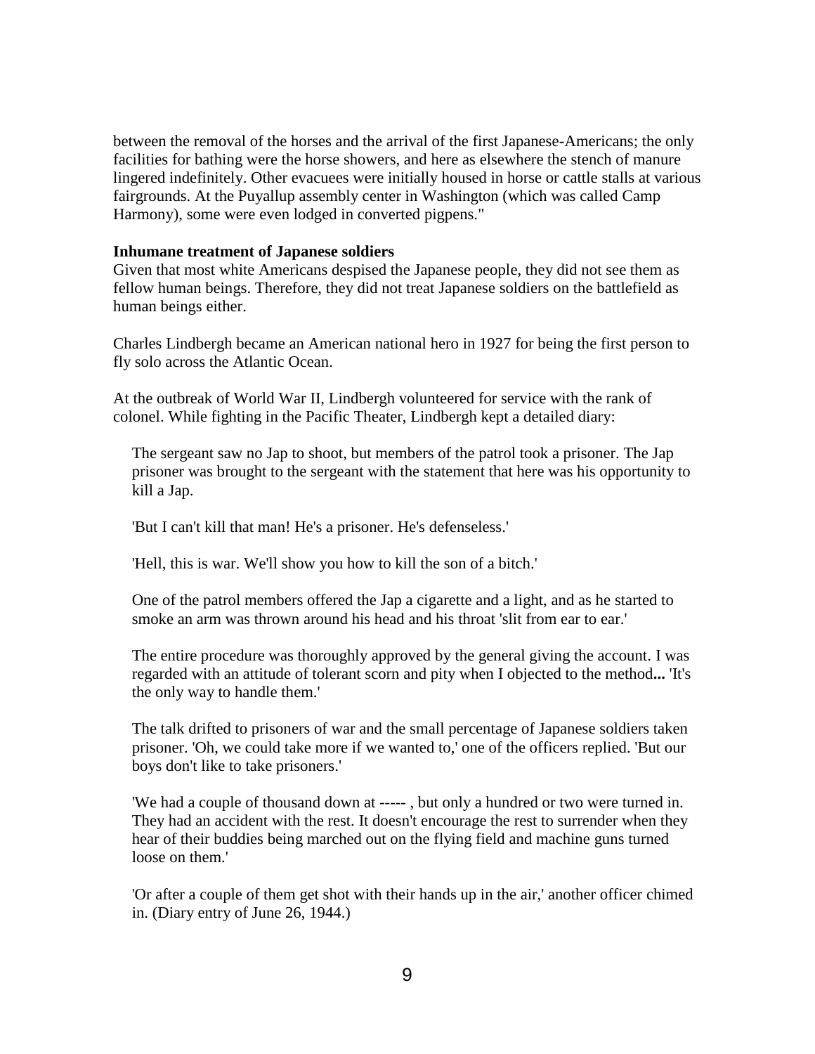between the removal of the horses and the arrival of the first Japanese-Americans; the only facilities for bathing were the horse showers, and here as elsewhere the stench of manure lingered indefinitely. Other evacuees were initially housed in horse or cattle stalls at various fairgrounds. At the Puyallup assembly center in Washington (which was called Camp Harmony), some were even lodged in converted pigpens."

**Inhumane treatment of Japanese soldiers**

Given that most white Americans despised the Japanese people, they did not see them as fellow human beings. Therefore, they did not treat Japanese soldiers on the battlefield as human beings either.

Charles Lindbergh became an American national hero in 1927 for being the first person to fly solo across the Atlantic Ocean.

At the outbreak of World War II, Lindbergh volunteered for service with the rank of colonel. While fighting in the Pacific Theater, Lindbergh kept a detailed diary:

> The sergeant saw no Jap to shoot, but members of the patrol took a prisoner. The Jap prisoner was brought to the sergeant with the statement that here was his opportunity to kill a Jap.
>
> 'But I can't kill that man! He's a prisoner. He's defenseless.'
>
> 'Hell, this is war. We'll show you how to kill the son of a bitch.'
>
> One of the patrol members offered the Jap a cigarette and a light, and as he started to smoke an arm was thrown around his head and his throat 'slit from ear to ear.'
>
> The entire procedure was thoroughly approved by the general giving the account. I was regarded with an attitude of tolerant scorn and pity when I objected to the method**...** 'It's the only way to handle them.'
>
> The talk drifted to prisoners of war and the small percentage of Japanese soldiers taken prisoner. 'Oh, we could take more if we wanted to,' one of the officers replied. 'But our boys don't like to take prisoners.'
>
> 'We had a couple of thousand down at ----- , but only a hundred or two were turned in. They had an accident with the rest. It doesn't encourage the rest to surrender when they hear of their buddies being marched out on the flying field and machine guns turned loose on them.'
>
> 'Or after a couple of them get shot with their hands up in the air,' another officer chimed in. (Diary entry of June 26, 1944.)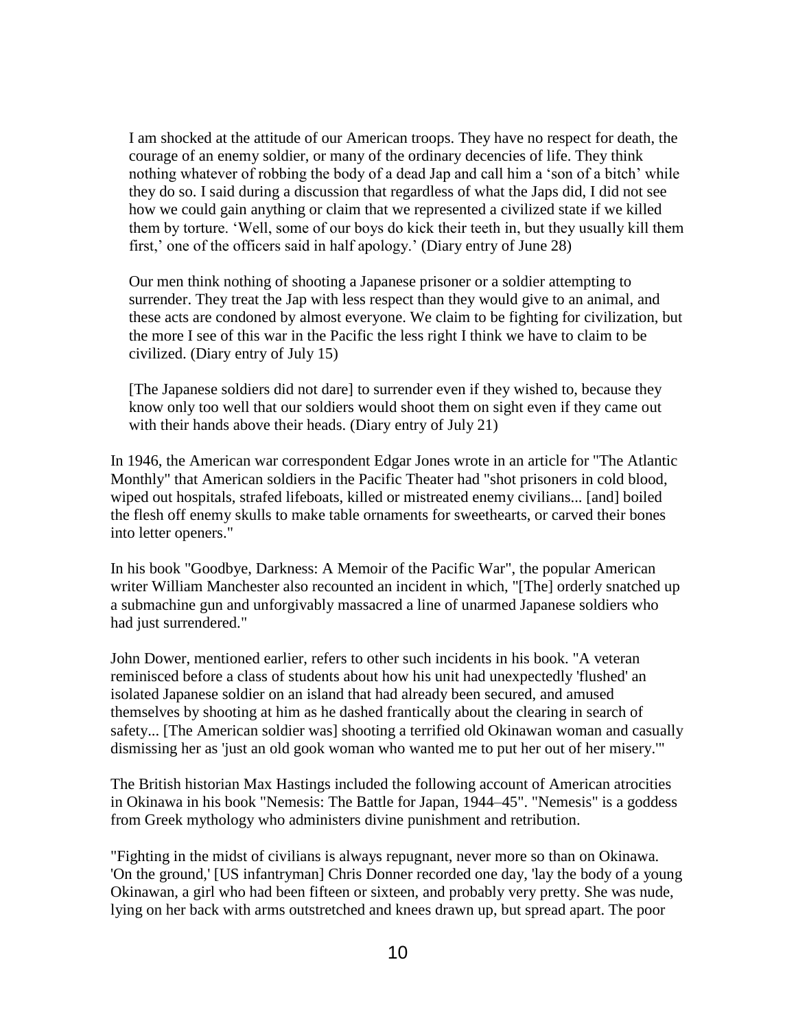> I am shocked at the attitude of our American troops. They have no respect for death, the courage of an enemy soldier, or many of the ordinary decencies of life. They think nothing whatever of robbing the body of a dead Jap and call him a 'son of a bitch' while they do so. I said during a discussion that regardless of what the Japs did, I did not see how we could gain anything or claim that we represented a civilized state if we killed them by torture. 'Well, some of our boys do kick their teeth in, but they usually kill them first,' one of the officers said in half apology.' (Diary entry of June 28)
>
> Our men think nothing of shooting a Japanese prisoner or a soldier attempting to surrender. They treat the Jap with less respect than they would give to an animal, and these acts are condoned by almost everyone. We claim to be fighting for civilization, but the more I see of this war in the Pacific the less right I think we have to claim to be civilized. (Diary entry of July 15)
>
> [The Japanese soldiers did not dare] to surrender even if they wished to, because they know only too well that our soldiers would shoot them on sight even if they came out with their hands above their heads. (Diary entry of July 21)

In 1946, the American war correspondent Edgar Jones wrote in an article for "The Atlantic Monthly" that American soldiers in the Pacific Theater had "shot prisoners in cold blood, wiped out hospitals, strafed lifeboats, killed or mistreated enemy civilians... [and] boiled the flesh off enemy skulls to make table ornaments for sweethearts, or carved their bones into letter openers."

In his book "Goodbye, Darkness: A Memoir of the Pacific War", the popular American writer William Manchester also recounted an incident in which, "[The] orderly snatched up a submachine gun and unforgivably massacred a line of unarmed Japanese soldiers who had just surrendered."

John Dower, mentioned earlier, refers to other such incidents in his book. "A veteran reminisced before a class of students about how his unit had unexpectedly 'flushed' an isolated Japanese soldier on an island that had already been secured, and amused themselves by shooting at him as he dashed frantically about the clearing in search of safety... [The American soldier was] shooting a terrified old Okinawan woman and casually dismissing her as 'just an old gook woman who wanted me to put her out of her misery.'"

The British historian Max Hastings included the following account of American atrocities in Okinawa in his book "Nemesis: The Battle for Japan, 1944–45". "Nemesis" is a goddess from Greek mythology who administers divine punishment and retribution.

"Fighting in the midst of civilians is always repugnant, never more so than on Okinawa. 'On the ground,' [US infantryman] Chris Donner recorded one day, 'lay the body of a young Okinawan, a girl who had been fifteen or sixteen, and probably very pretty. She was nude, lying on her back with arms outstretched and knees drawn up, but spread apart. The poor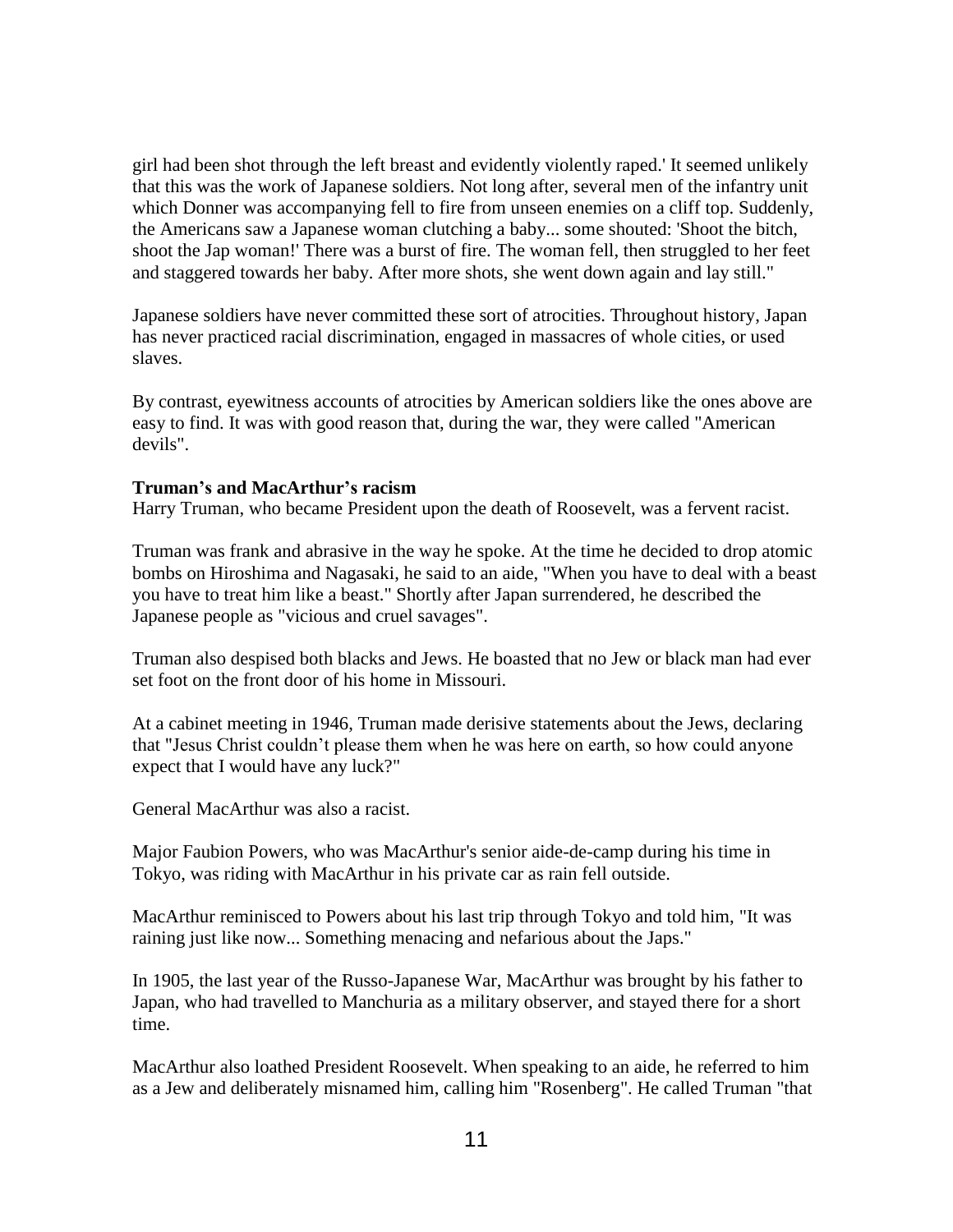girl had been shot through the left breast and evidently violently raped.' It seemed unlikely that this was the work of Japanese soldiers. Not long after, several men of the infantry unit which Donner was accompanying fell to fire from unseen enemies on a cliff top. Suddenly, the Americans saw a Japanese woman clutching a baby... some shouted: 'Shoot the bitch, shoot the Jap woman!' There was a burst of fire. The woman fell, then struggled to her feet and staggered towards her baby. After more shots, she went down again and lay still."

Japanese soldiers have never committed these sort of atrocities. Throughout history, Japan has never practiced racial discrimination, engaged in massacres of whole cities, or used slaves.

By contrast, eyewitness accounts of atrocities by American soldiers like the ones above are easy to find. It was with good reason that, during the war, they were called "American devils".

**Truman's and MacArthur's racism**

Harry Truman, who became President upon the death of Roosevelt, was a fervent racist.

Truman was frank and abrasive in the way he spoke. At the time he decided to drop atomic bombs on Hiroshima and Nagasaki, he said to an aide, "When you have to deal with a beast you have to treat him like a beast." Shortly after Japan surrendered, he described the Japanese people as "vicious and cruel savages".

Truman also despised both blacks and Jews. He boasted that no Jew or black man had ever set foot on the front door of his home in Missouri.

At a cabinet meeting in 1946, Truman made derisive statements about the Jews, declaring that "Jesus Christ couldn't please them when he was here on earth, so how could anyone expect that I would have any luck?"

General MacArthur was also a racist.

Major Faubion Powers, who was MacArthur's senior aide-de-camp during his time in Tokyo, was riding with MacArthur in his private car as rain fell outside.

MacArthur reminisced to Powers about his last trip through Tokyo and told him, "It was raining just like now... Something menacing and nefarious about the Japs."

In 1905, the last year of the Russo-Japanese War, MacArthur was brought by his father to Japan, who had travelled to Manchuria as a military observer, and stayed there for a short time.

MacArthur also loathed President Roosevelt. When speaking to an aide, he referred to him as a Jew and deliberately misnamed him, calling him "Rosenberg". He called Truman "that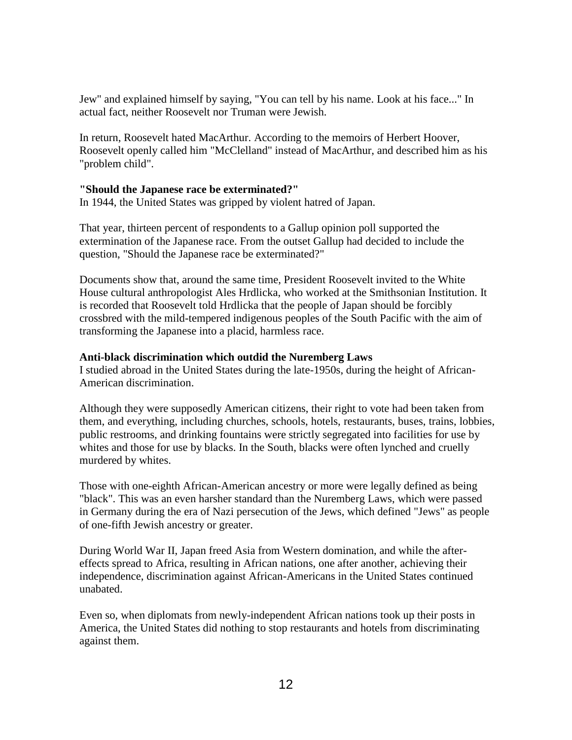Jew" and explained himself by saying, "You can tell by his name. Look at his face..." In actual fact, neither Roosevelt nor Truman were Jewish.

In return, Roosevelt hated MacArthur. According to the memoirs of Herbert Hoover, Roosevelt openly called him "McClelland" instead of MacArthur, and described him as his "problem child".

**"Should the Japanese race be exterminated?"**

In 1944, the United States was gripped by violent hatred of Japan.

That year, thirteen percent of respondents to a Gallup opinion poll supported the extermination of the Japanese race. From the outset Gallup had decided to include the question, "Should the Japanese race be exterminated?"

Documents show that, around the same time, President Roosevelt invited to the White House cultural anthropologist Ales Hrdlicka, who worked at the Smithsonian Institution. It is recorded that Roosevelt told Hrdlicka that the people of Japan should be forcibly crossbred with the mild-tempered indigenous peoples of the South Pacific with the aim of transforming the Japanese into a placid, harmless race.

**Anti-black discrimination which outdid the Nuremberg Laws**

I studied abroad in the United States during the late-1950s, during the height of African-American discrimination.

Although they were supposedly American citizens, their right to vote had been taken from them, and everything, including churches, schools, hotels, restaurants, buses, trains, lobbies, public restrooms, and drinking fountains were strictly segregated into facilities for use by whites and those for use by blacks. In the South, blacks were often lynched and cruelly murdered by whites.

Those with one-eighth African-American ancestry or more were legally defined as being "black". This was an even harsher standard than the Nuremberg Laws, which were passed in Germany during the era of Nazi persecution of the Jews, which defined "Jews" as people of one-fifth Jewish ancestry or greater.

During World War II, Japan freed Asia from Western domination, and while the after-effects spread to Africa, resulting in African nations, one after another, achieving their independence, discrimination against African-Americans in the United States continued unabated.

Even so, when diplomats from newly-independent African nations took up their posts in America, the United States did nothing to stop restaurants and hotels from discriminating against them.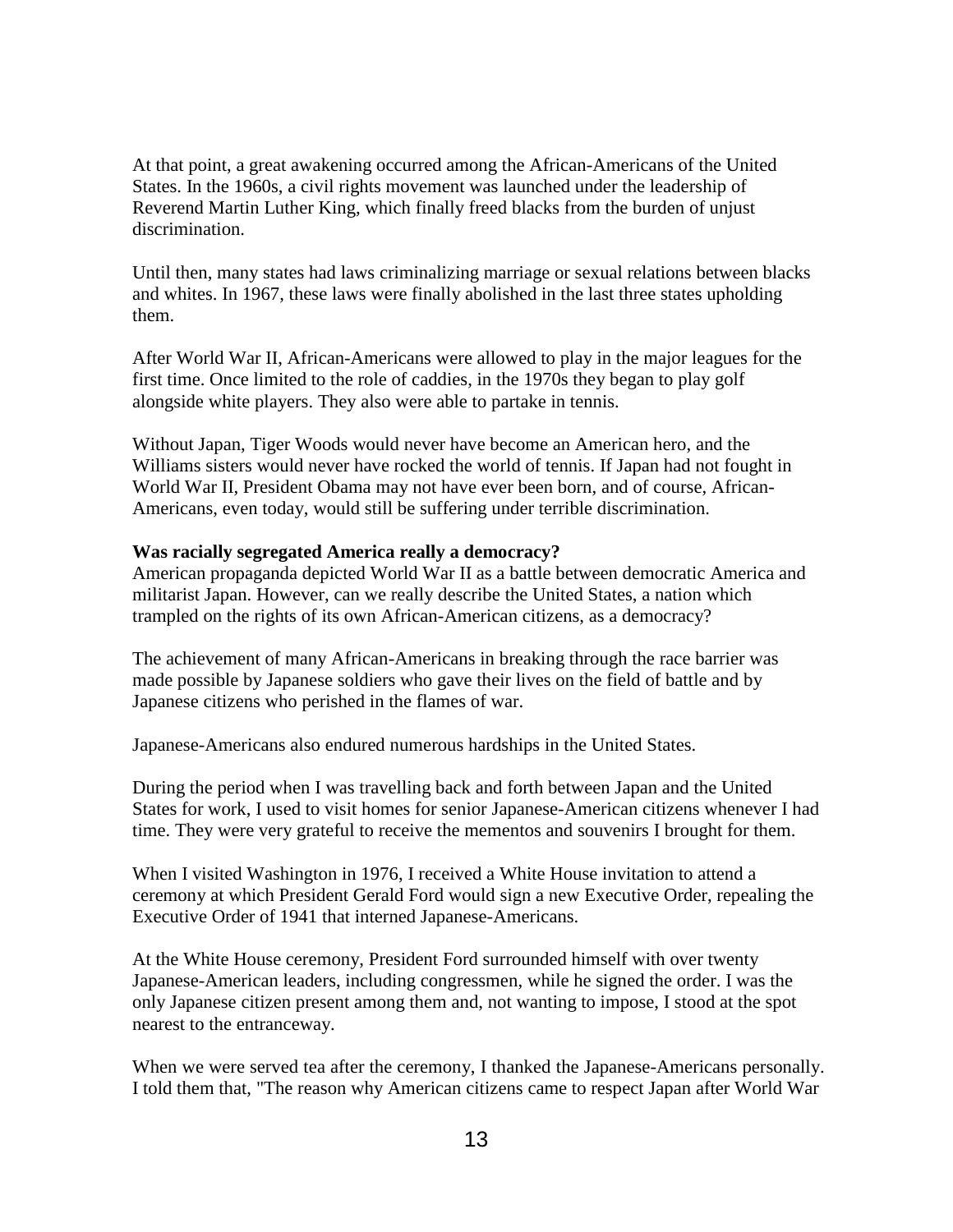At that point, a great awakening occurred among the African-Americans of the United States. In the 1960s, a civil rights movement was launched under the leadership of Reverend Martin Luther King, which finally freed blacks from the burden of unjust discrimination.

Until then, many states had laws criminalizing marriage or sexual relations between blacks and whites. In 1967, these laws were finally abolished in the last three states upholding them.

After World War II, African-Americans were allowed to play in the major leagues for the first time. Once limited to the role of caddies, in the 1970s they began to play golf alongside white players. They also were able to partake in tennis.

Without Japan, Tiger Woods would never have become an American hero, and the Williams sisters would never have rocked the world of tennis. If Japan had not fought in World War II, President Obama may not have ever been born, and of course, African-Americans, even today, would still be suffering under terrible discrimination.

**Was racially segregated America really a democracy?**

American propaganda depicted World War II as a battle between democratic America and militarist Japan. However, can we really describe the United States, a nation which trampled on the rights of its own African-American citizens, as a democracy?

The achievement of many African-Americans in breaking through the race barrier was made possible by Japanese soldiers who gave their lives on the field of battle and by Japanese citizens who perished in the flames of war.

Japanese-Americans also endured numerous hardships in the United States.

During the period when I was travelling back and forth between Japan and the United States for work, I used to visit homes for senior Japanese-American citizens whenever I had time. They were very grateful to receive the mementos and souvenirs I brought for them.

When I visited Washington in 1976, I received a White House invitation to attend a ceremony at which President Gerald Ford would sign a new Executive Order, repealing the Executive Order of 1941 that interned Japanese-Americans.

At the White House ceremony, President Ford surrounded himself with over twenty Japanese-American leaders, including congressmen, while he signed the order. I was the only Japanese citizen present among them and, not wanting to impose, I stood at the spot nearest to the entranceway.

When we were served tea after the ceremony, I thanked the Japanese-Americans personally. I told them that, "The reason why American citizens came to respect Japan after World War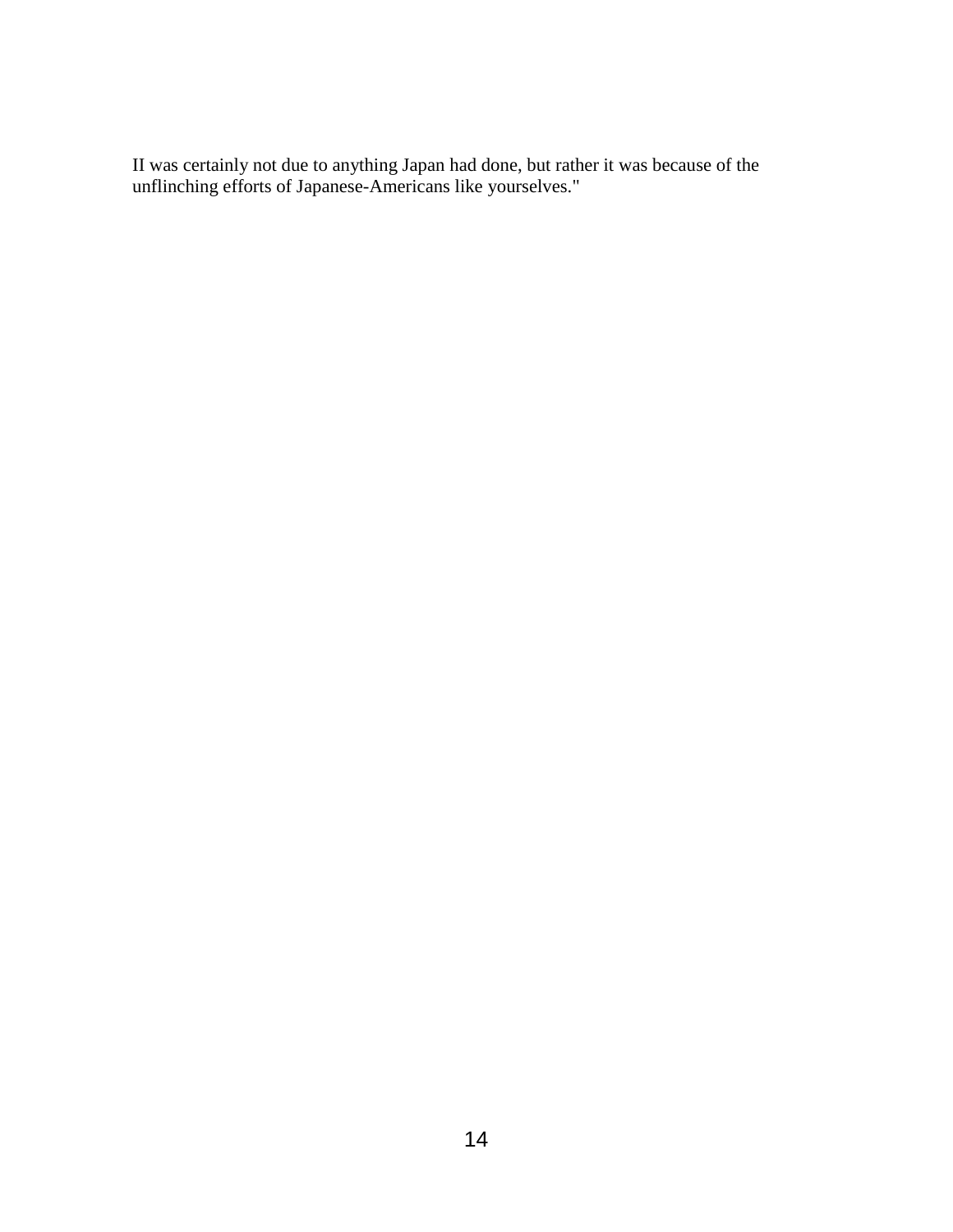II was certainly not due to anything Japan had done, but rather it was because of the unflinching efforts of Japanese-Americans like yourselves."